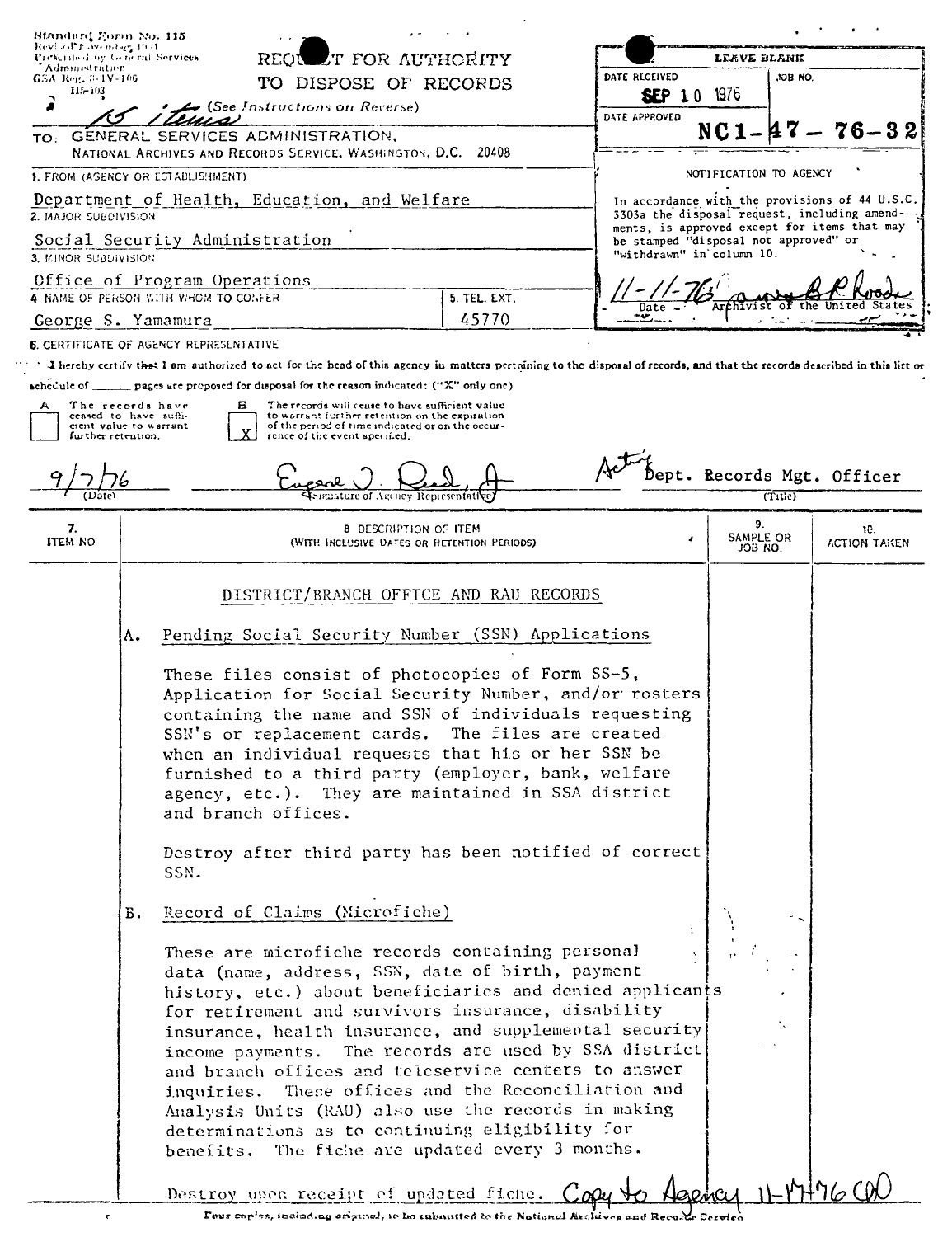Standard Form No. 115
Revised November 1951
Prescribed by General Services Administration
GSA Reg. 3-IV-106
115-103

15 items

# REQUEST FOR AUTHORITY TO DISPOSE OF RECORDS

(See Instructions on Reverse)

TO: GENERAL SERVICES ADMINISTRATION, NATIONAL ARCHIVES AND RECORDS SERVICE, WASHINGTON, D.C. 20408

| LEAVE BLANK | |
|---|---|
| DATE RECEIVED: SEP 10 1976 | JOB NO. |
| DATE APPROVED | NC1-47-76-32 |

NOTIFICATION TO AGENCY

In accordance with the provisions of 44 U.S.C. 3303a the disposal request, including amendments, is approved except for items that may be stamped "disposal not approved" or "withdrawn" in column 10.

11-11-76 — Date — Archivist of the United States

1. FROM (AGENCY OR ESTABLISHMENT): Department of Health, Education, and Welfare
2. MAJOR SUBDIVISION: Social Security Administration
3. MINOR SUBDIVISION: Office of Program Operations
4. NAME OF PERSON WITH WHOM TO CONFER: George S. Yamamura
5. TEL. EXT.: 45770

6. CERTIFICATE OF AGENCY REPRESENTATIVE

I hereby certify that I am authorized to act for the head of this agency in matters pertaining to the disposal of records, and that the records described in this list or schedule of ______ pages are proposed for disposal for the reason indicated: ("X" only one)

- A [ ] The records have ceased to have sufficient value to warrant further retention.
- B [X] The records will cease to have sufficient value to warrant further retention on the expiration of the period of time indicated or on the occurrence of the event specified.

9/7/76 (Date) — Eugene J. Reid, Jr. (Signature of Agency Representative) — Acting Dept. Records Mgt. Officer (Title)

| 7. ITEM NO | 8. DESCRIPTION OF ITEM (WITH INCLUSIVE DATES OR RETENTION PERIODS) | 9. SAMPLE OR JOB NO. | 10. ACTION TAKEN |
|---|---|---|---|

## DISTRICT/BRANCH OFFICE AND RAU RECORDS

A. Pending Social Security Number (SSN) Applications

These files consist of photocopies of Form SS-5, Application for Social Security Number, and/or rosters containing the name and SSN of individuals requesting SSN's or replacement cards. The files are created when an individual requests that his or her SSN be furnished to a third party (employer, bank, welfare agency, etc.). They are maintained in SSA district and branch offices.

Destroy after third party has been notified of correct SSN.

B. Record of Claims (Microfiche)

These are microfiche records containing personal data (name, address, SSN, date of birth, payment history, etc.) about beneficiaries and denied applicants for retirement and survivors insurance, disability insurance, health insurance, and supplemental security income payments. The records are used by SSA district and branch offices and teleservice centers to answer inquiries. These offices and the Reconciliation and Analysis Units (RAU) also use the records in making determinations as to continuing eligibility for benefits. The fiche are updated every 3 months.

Destroy upon receipt of updated fiche.

Copy to Agency 11-17-76 CD

Four copies, including original, to be submitted to the National Archives and Records Service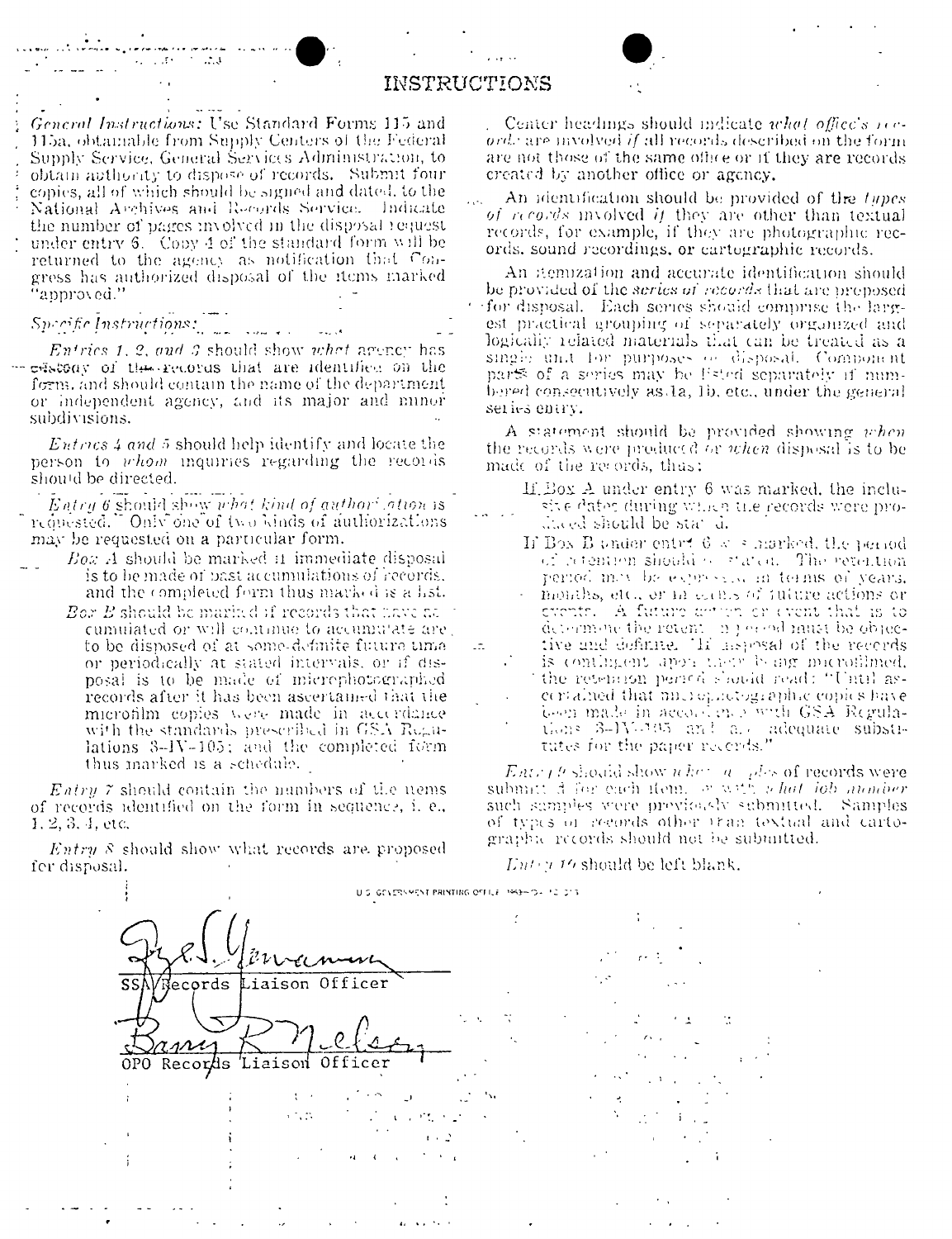# INSTRUCTIONS

*General Instructions:* Use Standard Forms 115 and 115a, obtainable from Supply Centers of the Federal Supply Service, General Services Administration, to obtain authority to dispose of records. Submit four copies, all of which should be signed and dated, to the National Archives and Records Service. Indicate the number of pages involved in the disposal request under entry 6. Copy 4 of the standard form will be returned to the agency as notification that Congress has authorized disposal of the items marked "approved."

*Specific Instructions:*

*Entries 1, 2, and 3* should show *what* agency has custody of the records that are identified on the form, and should contain the name of the department or independent agency, and its major and minor subdivisions.

*Entries 4 and 5* should help identify and locate the person to *whom* inquiries regarding the records should be directed.

*Entry 6* should show *what kind of authorization* is requested. Only one of two kinds of authorizations may be requested on a particular form.

*Box A* should be marked if immediate disposal is to be made of past accumulations of records, and the completed form thus marked is a list.

*Box B* should be marked if records that have accumulated or will continue to accumulate are to be disposed of at some definite future time or periodically at stated intervals, or if disposal is to be made of microphotographed records after it has been ascertained that the microfilm copies were made in accordance with the standards prescribed in GSA Regulations 3-IV-105; and the completed form thus marked is a schedule.

*Entry 7* should contain the numbers of the items of records identified on the form in sequence, i. e., 1, 2, 3, 4, etc.

*Entry 8* should show what records are proposed for disposal.

Center headings should indicate *what office's records* are involved *if* all records described on the form are not those of the same office or if they are records created by another office or agency.

An identification should be provided of the *types of records* involved *if* they are other than textual records, for example, if they are photographic records, sound recordings, or cartographic records.

An itemization and accurate identification should be provided of the *series of records* that are proposed for disposal. Each series should comprise the largest practical grouping of separately organized and logically related materials that can be treated as a single unit for purposes of disposal. Component parts of a series may be listed separately if numbered consecutively as 1a, 1b, etc., under the general series entry.

A statement should be provided showing *when* the records were produced *or when* disposal is to be made of the records, thus:

If Box A under entry 6 was marked, the inclusive dates during which the records were produced should be stated.

If Box B under entry 6 was marked, the period of retention should be stated. The retention period may be expressed in terms of years, months, etc., or in terms of future actions or events. A future action or event that is to determine the retention period must be objective and definite. If disposal of the records is contingent upon their being microfilmed, the retention period should read: "Until ascertained that microphotographic copies have been made in accordance with GSA Regulations 3-IV-105 and are adequate substitutes for the paper records."

*Entry 9* should show *when* samples of records were submitted for each item, or with *what job number* such samples were previously submitted. Samples of types of records other than textual and cartographic records should not be submitted.

*Entry 10* should be left blank.

U.S. GOVERNMENT PRINTING OFFICE 1969—O-

SSA Records Liaison Officer

OPO Records Liaison Officer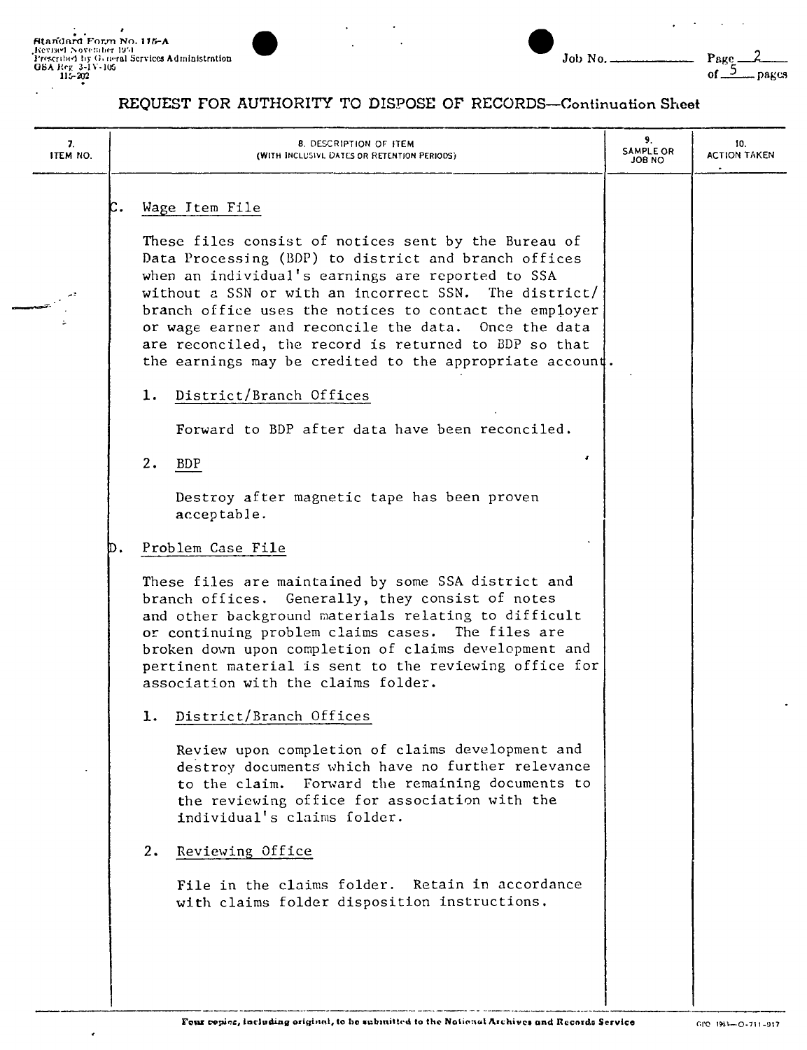# REQUEST FOR AUTHORITY TO DISPOSE OF RECORDS—Continuation Sheet

| 7. ITEM NO. | 8. DESCRIPTION OF ITEM (WITH INCLUSIVE DATES OR RETENTION PERIODS) | 9. SAMPLE OR JOB NO | 10. ACTION TAKEN |
|---|---|---|---|

C. Wage Item File

These files consist of notices sent by the Bureau of Data Processing (BDP) to district and branch offices when an individual's earnings are reported to SSA without a SSN or with an incorrect SSN. The district/branch office uses the notices to contact the employer or wage earner and reconcile the data. Once the data are reconciled, the record is returned to BDP so that the earnings may be credited to the appropriate account.

1. District/Branch Offices

   Forward to BDP after data have been reconciled.

2. BDP

   Destroy after magnetic tape has been proven acceptable.

D. Problem Case File

These files are maintained by some SSA district and branch offices. Generally, they consist of notes and other background materials relating to difficult or continuing problem claims cases. The files are broken down upon completion of claims development and pertinent material is sent to the reviewing office for association with the claims folder.

1. District/Branch Offices

   Review upon completion of claims development and destroy documents which have no further relevance to the claim. Forward the remaining documents to the reviewing office for association with the individual's claims folder.

2. Reviewing Office

   File in the claims folder. Retain in accordance with claims folder disposition instructions.

Four copies, including original, to be submitted to the National Archives and Records Service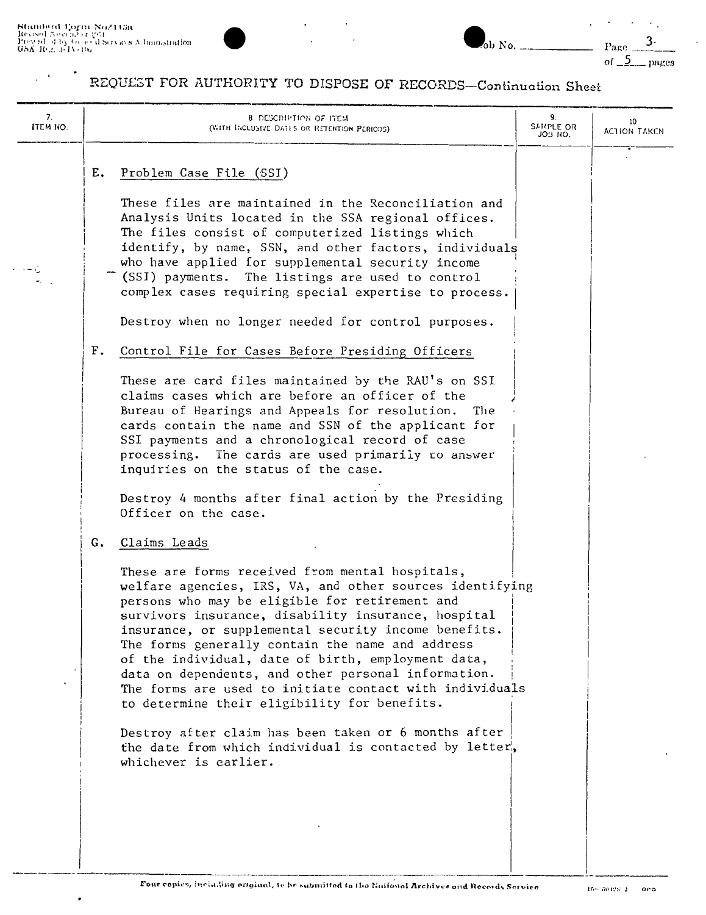## REQUEST FOR AUTHORITY TO DISPOSE OF RECORDS—Continuation Sheet

| 7. ITEM NO. | 8. DESCRIPTION OF ITEM (WITH INCLUSIVE DATES OR RETENTION PERIODS) | 9. SAMPLE OR JOB NO. | 10 ACTION TAKEN |
|---|---|---|---|

E. Problem Case File (SSI)

These files are maintained in the Reconciliation and Analysis Units located in the SSA regional offices. The files consist of computerized listings which identify, by name, SSN, and other factors, individuals who have applied for supplemental security income (SSI) payments. The listings are used to control complex cases requiring special expertise to process.

Destroy when no longer needed for control purposes.

F. Control File for Cases Before Presiding Officers

These are card files maintained by the RAU's on SSI claims cases which are before an officer of the Bureau of Hearings and Appeals for resolution. The cards contain the name and SSN of the applicant for SSI payments and a chronological record of case processing. The cards are used primarily to answer inquiries on the status of the case.

Destroy 4 months after final action by the Presiding Officer on the case.

G. Claims Leads

These are forms received from mental hospitals, welfare agencies, IRS, VA, and other sources identifying persons who may be eligible for retirement and survivors insurance, disability insurance, hospital insurance, or supplemental security income benefits. The forms generally contain the name and address of the individual, date of birth, employment data, data on dependents, and other personal information. The forms are used to initiate contact with individuals to determine their eligibility for benefits.

Destroy after claim has been taken or 6 months after the date from which individual is contacted by letter, whichever is earlier.

Four copies, including original, to be submitted to the National Archives and Records Service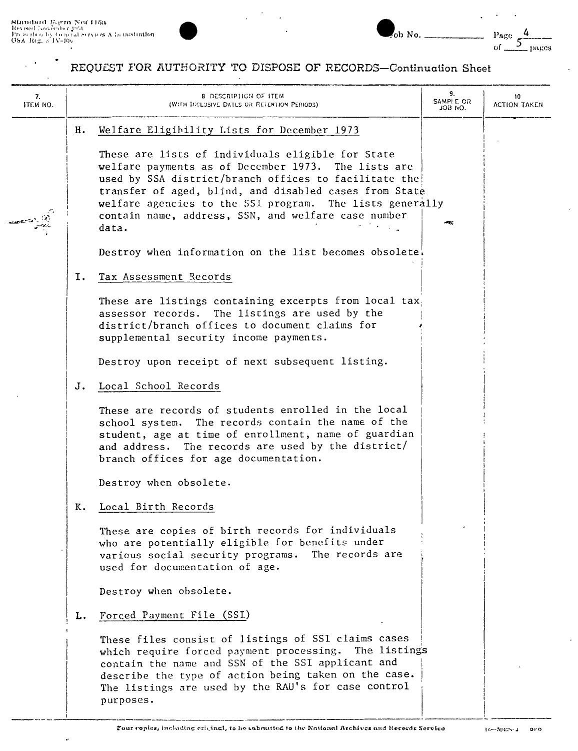Standard Form No. 115a
Revised November 1951
Prescribed by General Services Administration
GSA Reg. 3-IV-106

Job No. ______

Page 4 of 5 pages

# REQUEST FOR AUTHORITY TO DISPOSE OF RECORDS—Continuation Sheet

| 7. ITEM NO. | 8. DESCRIPTION OF ITEM (WITH INCLUSIVE DATES OR RETENTION PERIODS) | 9. SAMPLE OR JOB NO. | 10. ACTION TAKEN |
|---|---|---|---|

H. Welfare Eligibility Lists for December 1973

These are lists of individuals eligible for State welfare payments as of December 1973. The lists are used by SSA district/branch offices to facilitate the transfer of aged, blind, and disabled cases from State welfare agencies to the SSI program. The lists generally contain name, address, SSN, and welfare case number data.

Destroy when information on the list becomes obsolete.

I. Tax Assessment Records

These are listings containing excerpts from local tax assessor records. The listings are used by the district/branch offices to document claims for supplemental security income payments.

Destroy upon receipt of next subsequent listing.

J. Local School Records

These are records of students enrolled in the local school system. The records contain the name of the student, age at time of enrollment, name of guardian and address. The records are used by the district/branch offices for age documentation.

Destroy when obsolete.

K. Local Birth Records

These are copies of birth records for individuals who are potentially eligible for benefits under various social security programs. The records are used for documentation of age.

Destroy when obsolete.

L. Forced Payment File (SSI)

These files consist of listings of SSI claims cases which require forced payment processing. The listings contain the name and SSN of the SSI applicant and describe the type of action being taken on the case. The listings are used by the RAU's for case control purposes.

Four copies, including original, to be submitted to the National Archives and Records Service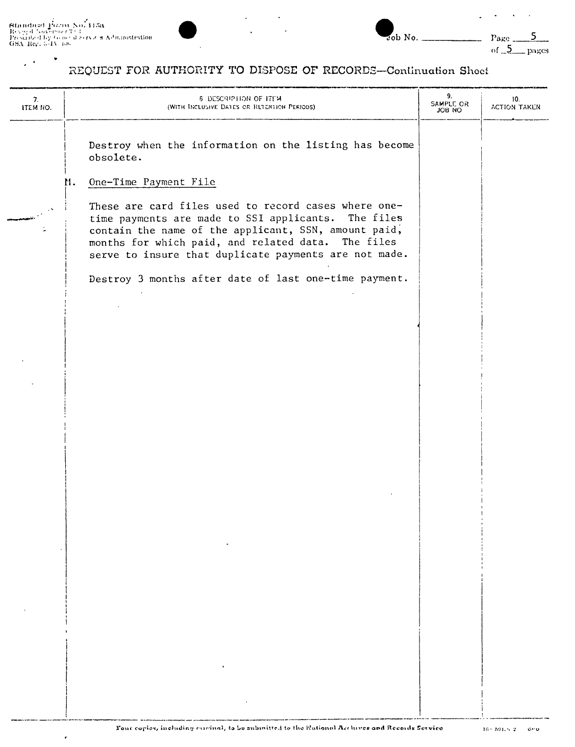# REQUEST FOR AUTHORITY TO DISPOSE OF RECORDS—Continuation Sheet

| 7. ITEM NO. | 8. DESCRIPTION OF ITEM (WITH INCLUSIVE DATES OR RETENTION PERIODS) | 9. SAMPLE OR JOB NO | 10. ACTION TAKEN |
|---|---|---|---|
| | Destroy when the information on the listing has become obsolete. | | |
| M. | One-Time Payment File | | |
| | These are card files used to record cases where one-time payments are made to SSI applicants. The files contain the name of the applicant, SSN, amount paid, months for which paid, and related data. The files serve to insure that duplicate payments are not made. | | |
| | Destroy 3 months after date of last one-time payment. | | |

Four copies, including original, to be submitted to the National Archives and Records Service